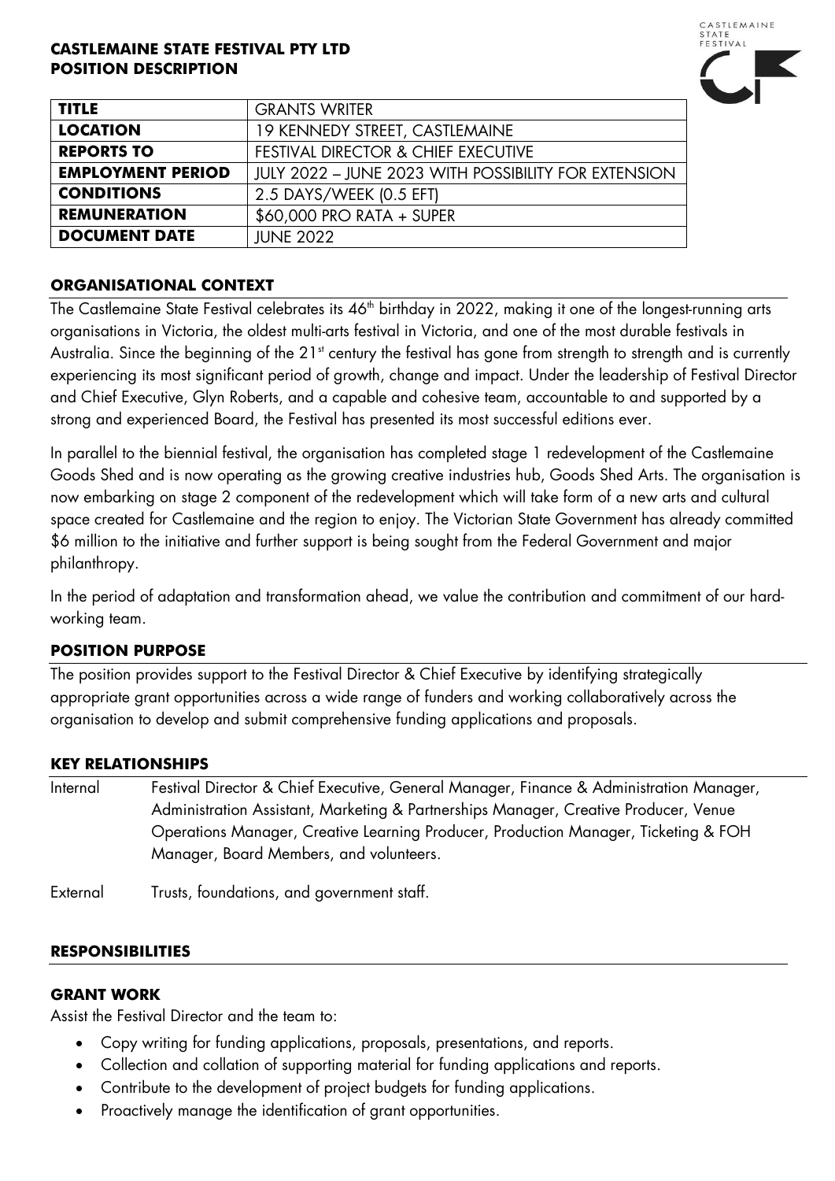**CASTLEMAINE STATE FESTIVAL PTY LTD**
**POSITION DESCRIPTION**

| | |
|---|---|
| **TITLE** | GRANTS WRITER |
| **LOCATION** | 19 KENNEDY STREET, CASTLEMAINE |
| **REPORTS TO** | FESTIVAL DIRECTOR & CHIEF EXECUTIVE |
| **EMPLOYMENT PERIOD** | JULY 2022 – JUNE 2023 WITH POSSIBILITY FOR EXTENSION |
| **CONDITIONS** | 2.5 DAYS/WEEK (0.5 EFT) |
| **REMUNERATION** | $60,000 PRO RATA + SUPER |
| **DOCUMENT DATE** | JUNE 2022 |

## ORGANISATIONAL CONTEXT

The Castlemaine State Festival celebrates its 46th birthday in 2022, making it one of the longest-running arts organisations in Victoria, the oldest multi-arts festival in Victoria, and one of the most durable festivals in Australia. Since the beginning of the 21st century the festival has gone from strength to strength and is currently experiencing its most significant period of growth, change and impact. Under the leadership of Festival Director and Chief Executive, Glyn Roberts, and a capable and cohesive team, accountable to and supported by a strong and experienced Board, the Festival has presented its most successful editions ever.

In parallel to the biennial festival, the organisation has completed stage 1 redevelopment of the Castlemaine Goods Shed and is now operating as the growing creative industries hub, Goods Shed Arts. The organisation is now embarking on stage 2 component of the redevelopment which will take form of a new arts and cultural space created for Castlemaine and the region to enjoy. The Victorian State Government has already committed $6 million to the initiative and further support is being sought from the Federal Government and major philanthropy.

In the period of adaptation and transformation ahead, we value the contribution and commitment of our hard-working team.

## POSITION PURPOSE

The position provides support to the Festival Director & Chief Executive by identifying strategically appropriate grant opportunities across a wide range of funders and working collaboratively across the organisation to develop and submit comprehensive funding applications and proposals.

## KEY RELATIONSHIPS

| | |
|---|---|
| Internal | Festival Director & Chief Executive, General Manager, Finance & Administration Manager, Administration Assistant, Marketing & Partnerships Manager, Creative Producer, Venue Operations Manager, Creative Learning Producer, Production Manager, Ticketing & FOH Manager, Board Members, and volunteers. |
| External | Trusts, foundations, and government staff. |

## RESPONSIBILITIES

### GRANT WORK

Assist the Festival Director and the team to:

- Copy writing for funding applications, proposals, presentations, and reports.
- Collection and collation of supporting material for funding applications and reports.
- Contribute to the development of project budgets for funding applications.
- Proactively manage the identification of grant opportunities.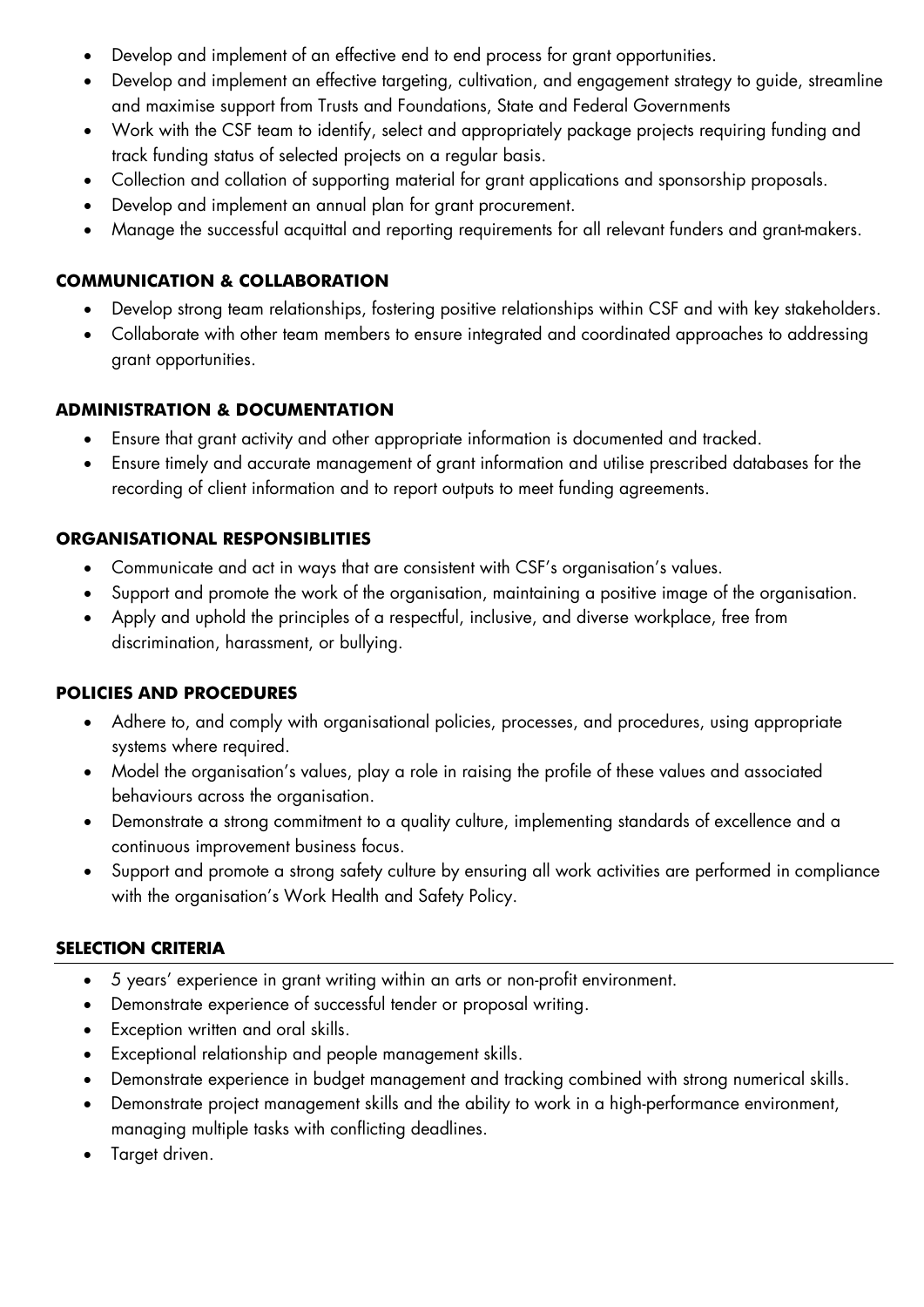- Develop and implement of an effective end to end process for grant opportunities.
- Develop and implement an effective targeting, cultivation, and engagement strategy to guide, streamline and maximise support from Trusts and Foundations, State and Federal Governments
- Work with the CSF team to identify, select and appropriately package projects requiring funding and track funding status of selected projects on a regular basis.
- Collection and collation of supporting material for grant applications and sponsorship proposals.
- Develop and implement an annual plan for grant procurement.
- Manage the successful acquittal and reporting requirements for all relevant funders and grant-makers.

**COMMUNICATION & COLLABORATION**

- Develop strong team relationships, fostering positive relationships within CSF and with key stakeholders.
- Collaborate with other team members to ensure integrated and coordinated approaches to addressing grant opportunities.

**ADMINISTRATION & DOCUMENTATION**

- Ensure that grant activity and other appropriate information is documented and tracked.
- Ensure timely and accurate management of grant information and utilise prescribed databases for the recording of client information and to report outputs to meet funding agreements.

**ORGANISATIONAL RESPONSIBLITIES**

- Communicate and act in ways that are consistent with CSF's organisation's values.
- Support and promote the work of the organisation, maintaining a positive image of the organisation.
- Apply and uphold the principles of a respectful, inclusive, and diverse workplace, free from discrimination, harassment, or bullying.

**POLICIES AND PROCEDURES**

- Adhere to, and comply with organisational policies, processes, and procedures, using appropriate systems where required.
- Model the organisation's values, play a role in raising the profile of these values and associated behaviours across the organisation.
- Demonstrate a strong commitment to a quality culture, implementing standards of excellence and a continuous improvement business focus.
- Support and promote a strong safety culture by ensuring all work activities are performed in compliance with the organisation's Work Health and Safety Policy.

**SELECTION CRITERIA**

- 5 years' experience in grant writing within an arts or non-profit environment.
- Demonstrate experience of successful tender or proposal writing.
- Exception written and oral skills.
- Exceptional relationship and people management skills.
- Demonstrate experience in budget management and tracking combined with strong numerical skills.
- Demonstrate project management skills and the ability to work in a high-performance environment, managing multiple tasks with conflicting deadlines.
- Target driven.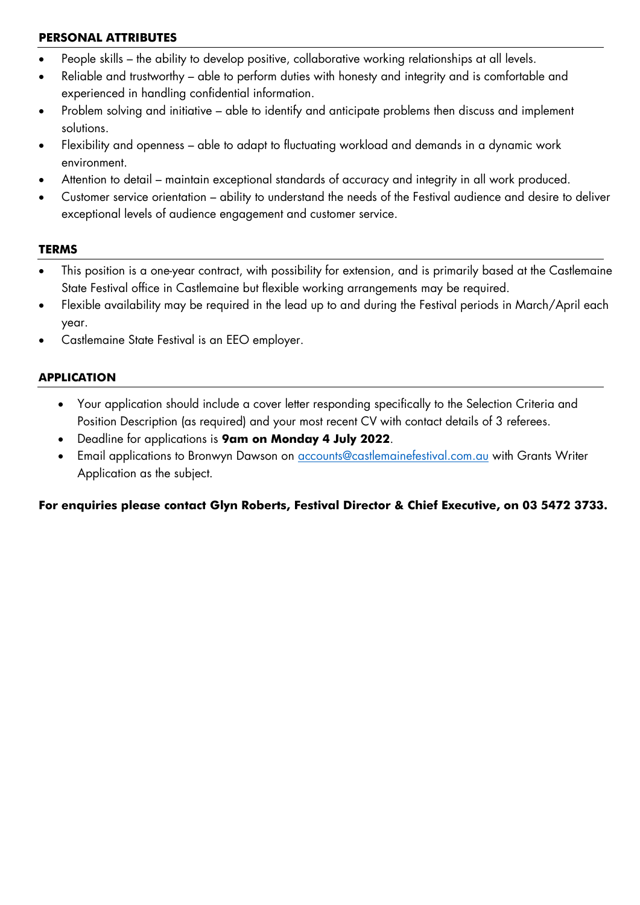## PERSONAL ATTRIBUTES

- People skills – the ability to develop positive, collaborative working relationships at all levels.
- Reliable and trustworthy – able to perform duties with honesty and integrity and is comfortable and experienced in handling confidential information.
- Problem solving and initiative – able to identify and anticipate problems then discuss and implement solutions.
- Flexibility and openness – able to adapt to fluctuating workload and demands in a dynamic work environment.
- Attention to detail – maintain exceptional standards of accuracy and integrity in all work produced.
- Customer service orientation – ability to understand the needs of the Festival audience and desire to deliver exceptional levels of audience engagement and customer service.

## TERMS

- This position is a one-year contract, with possibility for extension, and is primarily based at the Castlemaine State Festival office in Castlemaine but flexible working arrangements may be required.
- Flexible availability may be required in the lead up to and during the Festival periods in March/April each year.
- Castlemaine State Festival is an EEO employer.

## APPLICATION

- Your application should include a cover letter responding specifically to the Selection Criteria and Position Description (as required) and your most recent CV with contact details of 3 referees.
- Deadline for applications is **9am on Monday 4 July 2022**.
- Email applications to Bronwyn Dawson on accounts@castlemainefestival.com.au with Grants Writer Application as the subject.

**For enquiries please contact Glyn Roberts, Festival Director & Chief Executive, on 03 5472 3733.**